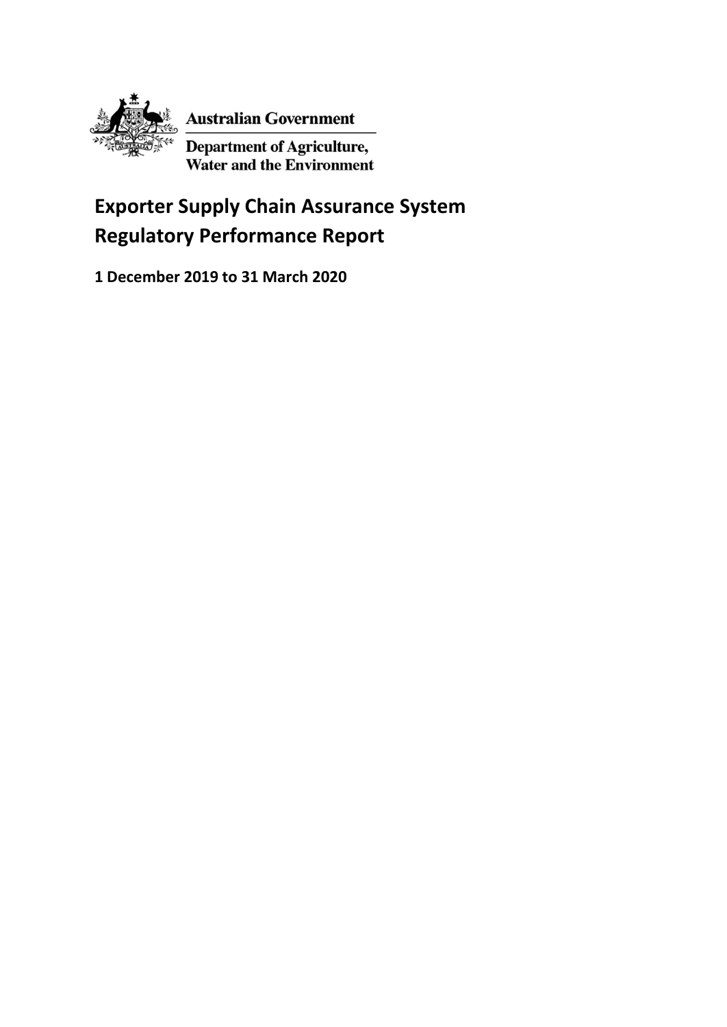Australian Government

Department of Agriculture, Water and the Environment

# Exporter Supply Chain Assurance System Regulatory Performance Report

**1 December 2019 to 31 March 2020**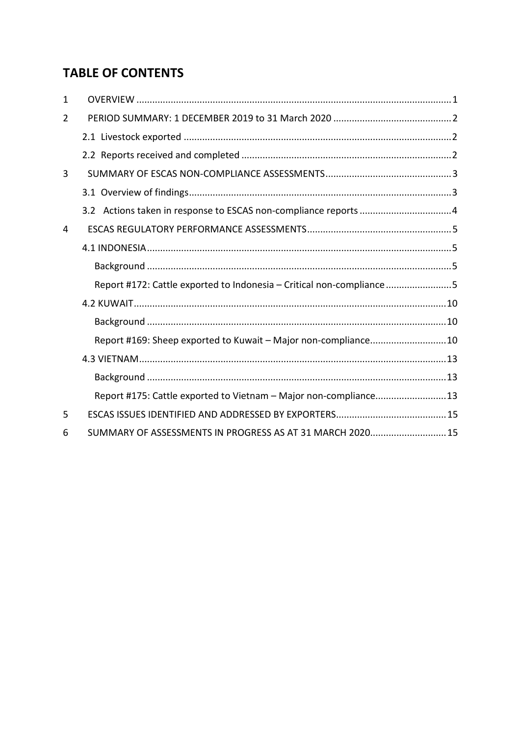## TABLE OF CONTENTS

1 OVERVIEW .......................................................... 1

2 PERIOD SUMMARY: 1 DECEMBER 2019 to 31 March 2020 .......................................................... 2

- 2.1 Livestock exported .......................................................... 2
- 2.2 Reports received and completed .......................................................... 2

3 SUMMARY OF ESCAS NON-COMPLIANCE ASSESSMENTS .......................................................... 3

- 3.1 Overview of findings .......................................................... 3
- 3.2 Actions taken in response to ESCAS non-compliance reports .......................................................... 4

4 ESCAS REGULATORY PERFORMANCE ASSESSMENTS .......................................................... 5

- 4.1 INDONESIA .......................................................... 5
  - Background .......................................................... 5
  - Report #172: Cattle exported to Indonesia – Critical non-compliance .......................................................... 5
- 4.2 KUWAIT .......................................................... 10
  - Background .......................................................... 10
  - Report #169: Sheep exported to Kuwait – Major non-compliance .......................................................... 10
- 4.3 VIETNAM .......................................................... 13
  - Background .......................................................... 13
  - Report #175: Cattle exported to Vietnam – Major non-compliance .......................................................... 13

5 ESCAS ISSUES IDENTIFIED AND ADDRESSED BY EXPORTERS .......................................................... 15

6 SUMMARY OF ASSESSMENTS IN PROGRESS AS AT 31 MARCH 2020 .......................................................... 15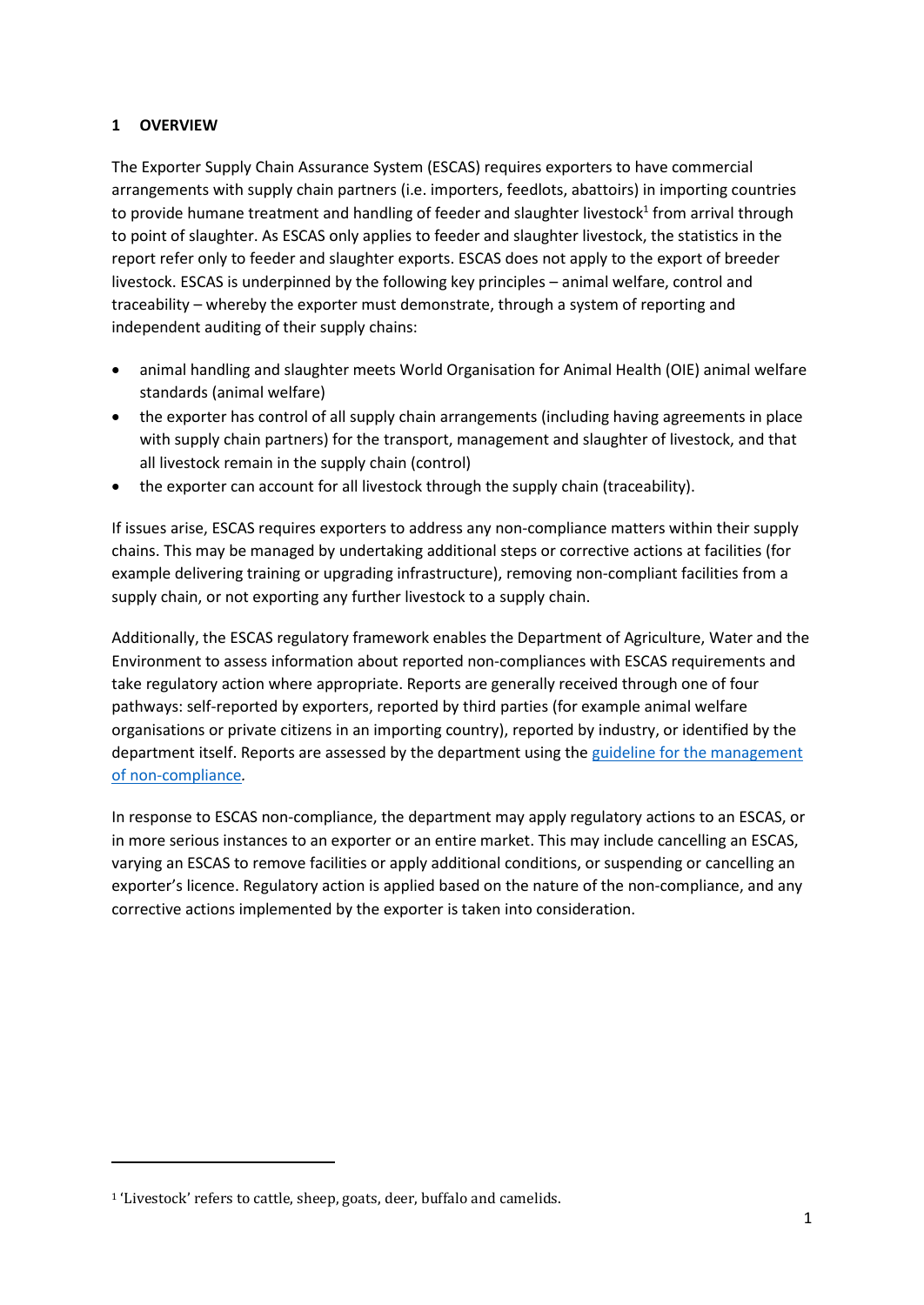## 1 OVERVIEW

The Exporter Supply Chain Assurance System (ESCAS) requires exporters to have commercial arrangements with supply chain partners (i.e. importers, feedlots, abattoirs) in importing countries to provide humane treatment and handling of feeder and slaughter livestock[1] from arrival through to point of slaughter. As ESCAS only applies to feeder and slaughter livestock, the statistics in the report refer only to feeder and slaughter exports. ESCAS does not apply to the export of breeder livestock. ESCAS is underpinned by the following key principles – animal welfare, control and traceability – whereby the exporter must demonstrate, through a system of reporting and independent auditing of their supply chains:

- animal handling and slaughter meets World Organisation for Animal Health (OIE) animal welfare standards (animal welfare)
- the exporter has control of all supply chain arrangements (including having agreements in place with supply chain partners) for the transport, management and slaughter of livestock, and that all livestock remain in the supply chain (control)
- the exporter can account for all livestock through the supply chain (traceability).

If issues arise, ESCAS requires exporters to address any non-compliance matters within their supply chains. This may be managed by undertaking additional steps or corrective actions at facilities (for example delivering training or upgrading infrastructure), removing non-compliant facilities from a supply chain, or not exporting any further livestock to a supply chain.

Additionally, the ESCAS regulatory framework enables the Department of Agriculture, Water and the Environment to assess information about reported non-compliances with ESCAS requirements and take regulatory action where appropriate. Reports are generally received through one of four pathways: self-reported by exporters, reported by third parties (for example animal welfare organisations or private citizens in an importing country), reported by industry, or identified by the department itself. Reports are assessed by the department using the guideline for the management of non-compliance.

In response to ESCAS non-compliance, the department may apply regulatory actions to an ESCAS, or in more serious instances to an exporter or an entire market. This may include cancelling an ESCAS, varying an ESCAS to remove facilities or apply additional conditions, or suspending or cancelling an exporter's licence. Regulatory action is applied based on the nature of the non-compliance, and any corrective actions implemented by the exporter is taken into consideration.

[1] 'Livestock' refers to cattle, sheep, goats, deer, buffalo and camelids.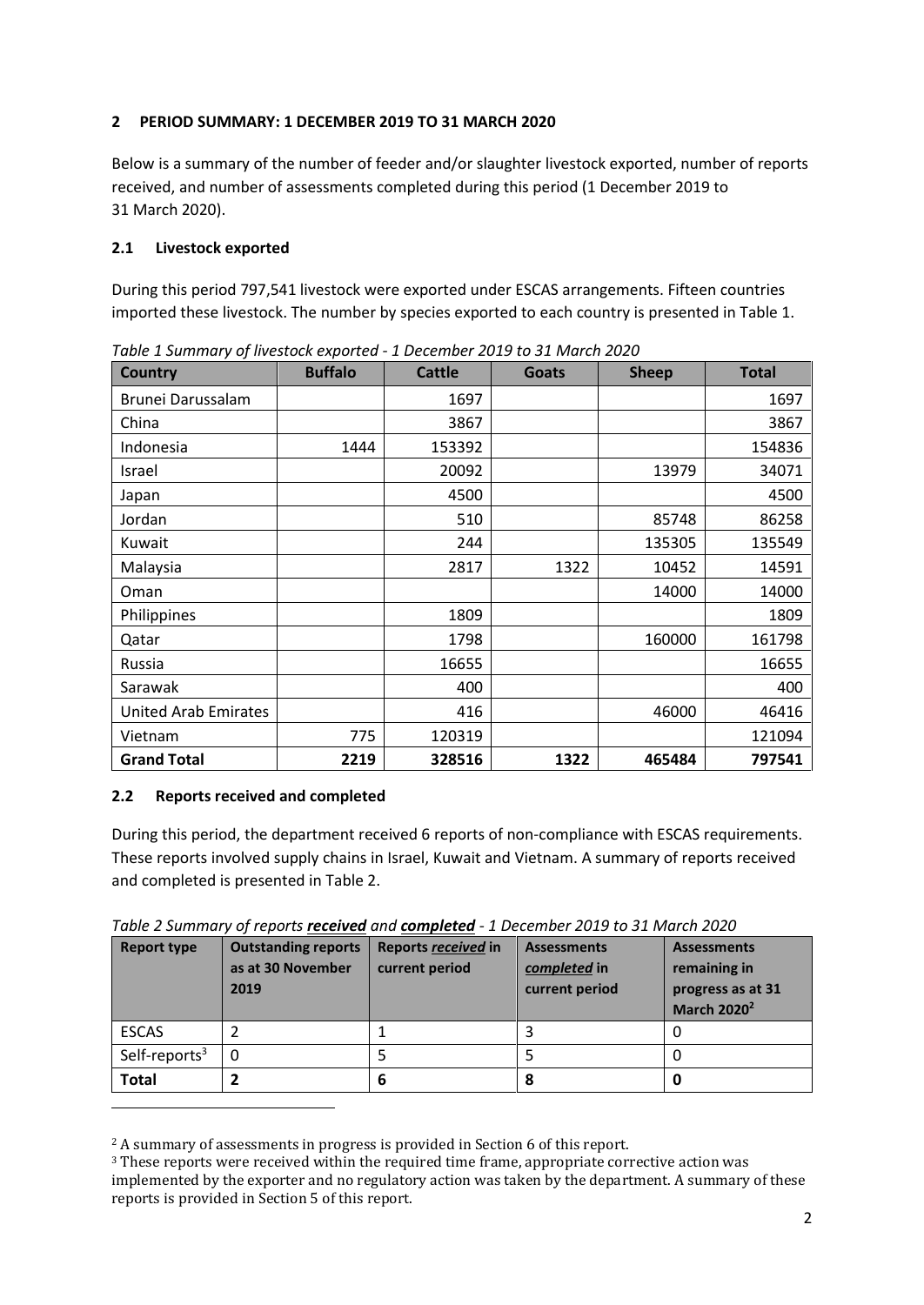## 2 PERIOD SUMMARY: 1 DECEMBER 2019 TO 31 MARCH 2020

Below is a summary of the number of feeder and/or slaughter livestock exported, number of reports received, and number of assessments completed during this period (1 December 2019 to 31 March 2020).

### 2.1 Livestock exported

During this period 797,541 livestock were exported under ESCAS arrangements. Fifteen countries imported these livestock. The number by species exported to each country is presented in Table 1.

*Table 1 Summary of livestock exported - 1 December 2019 to 31 March 2020*

| Country | Buffalo | Cattle | Goats | Sheep | Total |
|---|---|---|---|---|---|
| Brunei Darussalam | | 1697 | | | 1697 |
| China | | 3867 | | | 3867 |
| Indonesia | 1444 | 153392 | | | 154836 |
| Israel | | 20092 | | 13979 | 34071 |
| Japan | | 4500 | | | 4500 |
| Jordan | | 510 | | 85748 | 86258 |
| Kuwait | | 244 | | 135305 | 135549 |
| Malaysia | | 2817 | 1322 | 10452 | 14591 |
| Oman | | | | 14000 | 14000 |
| Philippines | | 1809 | | | 1809 |
| Qatar | | 1798 | | 160000 | 161798 |
| Russia | | 16655 | | | 16655 |
| Sarawak | | 400 | | | 400 |
| United Arab Emirates | | 416 | | 46000 | 46416 |
| Vietnam | 775 | 120319 | | | 121094 |
| **Grand Total** | **2219** | **328516** | **1322** | **465484** | **797541** |

### 2.2 Reports received and completed

During this period, the department received 6 reports of non-compliance with ESCAS requirements. These reports involved supply chains in Israel, Kuwait and Vietnam. A summary of reports received and completed is presented in Table 2.

*Table 2 Summary of reports **received** and **completed** - 1 December 2019 to 31 March 2020*

| Report type | Outstanding reports as at 30 November 2019 | Reports *received* in current period | Assessments *completed* in current period | Assessments remaining in progress as at 31 March 2020[2] |
|---|---|---|---|---|
| ESCAS | 2 | 1 | 3 | 0 |
| Self-reports[3] | 0 | 5 | 5 | 0 |
| **Total** | **2** | **6** | **8** | **0** |

[2] A summary of assessments in progress is provided in Section 6 of this report.

[3] These reports were received within the required time frame, appropriate corrective action was implemented by the exporter and no regulatory action was taken by the department. A summary of these reports is provided in Section 5 of this report.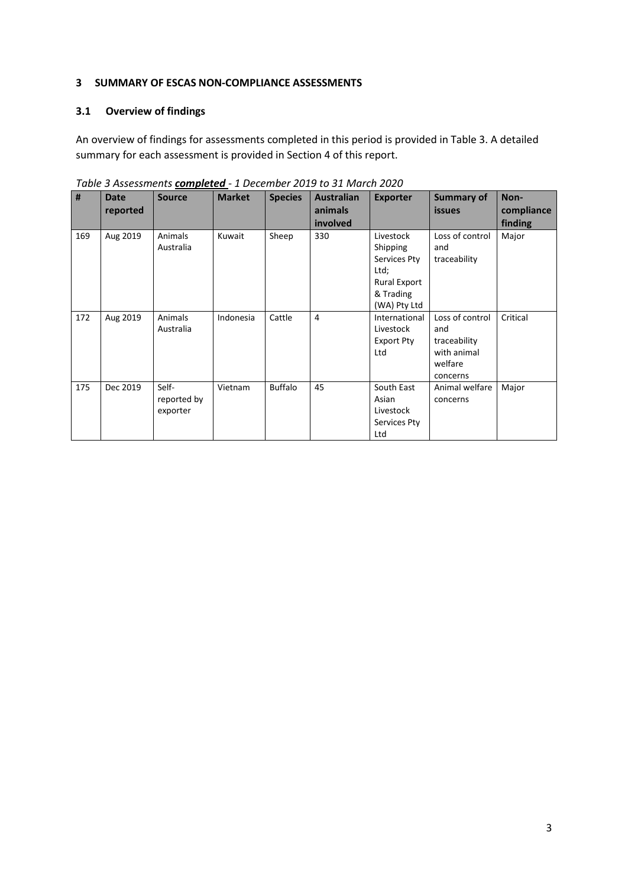## 3 SUMMARY OF ESCAS NON-COMPLIANCE ASSESSMENTS

### 3.1 Overview of findings

An overview of findings for assessments completed in this period is provided in Table 3. A detailed summary for each assessment is provided in Section 4 of this report.

*Table 3 Assessments **completed** - 1 December 2019 to 31 March 2020*

| # | Date reported | Source | Market | Species | Australian animals involved | Exporter | Summary of issues | Non-compliance finding |
|---|---|---|---|---|---|---|---|---|
| 169 | Aug 2019 | Animals Australia | Kuwait | Sheep | 330 | Livestock Shipping Services Pty Ltd; Rural Export & Trading (WA) Pty Ltd | Loss of control and traceability | Major |
| 172 | Aug 2019 | Animals Australia | Indonesia | Cattle | 4 | International Livestock Export Pty Ltd | Loss of control and traceability with animal welfare concerns | Critical |
| 175 | Dec 2019 | Self-reported by exporter | Vietnam | Buffalo | 45 | South East Asian Livestock Services Pty Ltd | Animal welfare concerns | Major |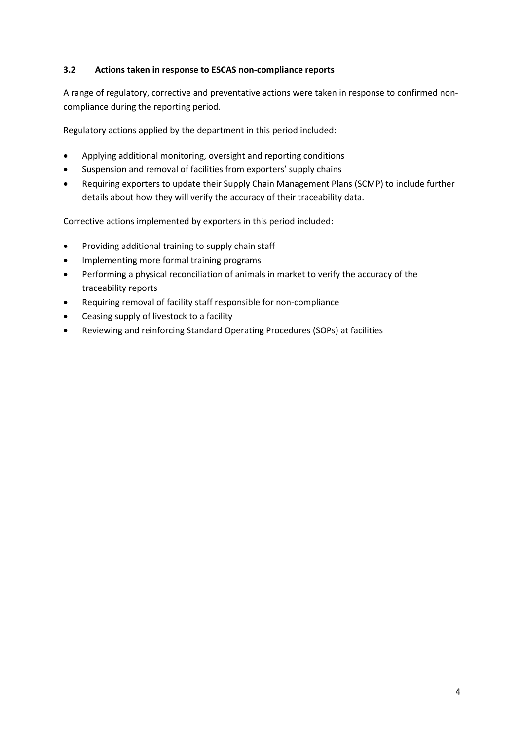### 3.2 Actions taken in response to ESCAS non-compliance reports

A range of regulatory, corrective and preventative actions were taken in response to confirmed non-compliance during the reporting period.

Regulatory actions applied by the department in this period included:

- Applying additional monitoring, oversight and reporting conditions
- Suspension and removal of facilities from exporters' supply chains
- Requiring exporters to update their Supply Chain Management Plans (SCMP) to include further details about how they will verify the accuracy of their traceability data.

Corrective actions implemented by exporters in this period included:

- Providing additional training to supply chain staff
- Implementing more formal training programs
- Performing a physical reconciliation of animals in market to verify the accuracy of the traceability reports
- Requiring removal of facility staff responsible for non-compliance
- Ceasing supply of livestock to a facility
- Reviewing and reinforcing Standard Operating Procedures (SOPs) at facilities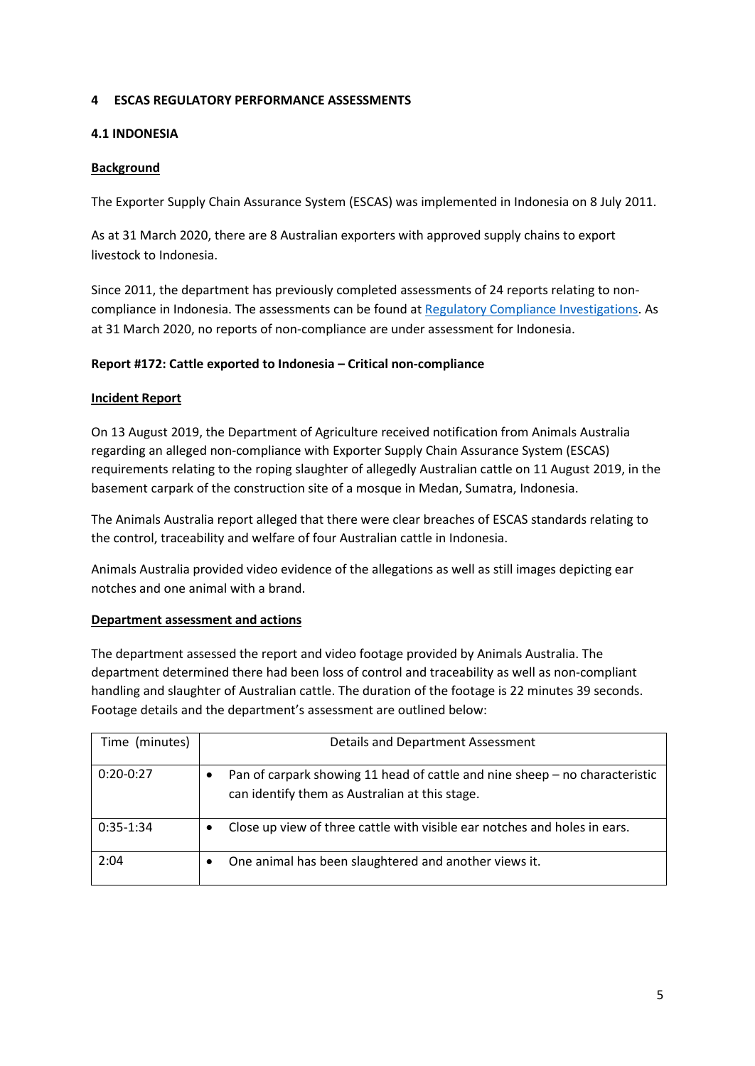## 4 ESCAS REGULATORY PERFORMANCE ASSESSMENTS

### 4.1 INDONESIA

**Background**

The Exporter Supply Chain Assurance System (ESCAS) was implemented in Indonesia on 8 July 2011.

As at 31 March 2020, there are 8 Australian exporters with approved supply chains to export livestock to Indonesia.

Since 2011, the department has previously completed assessments of 24 reports relating to non-compliance in Indonesia. The assessments can be found at [Regulatory Compliance Investigations](). As at 31 March 2020, no reports of non-compliance are under assessment for Indonesia.

**Report #172: Cattle exported to Indonesia – Critical non-compliance**

**Incident Report**

On 13 August 2019, the Department of Agriculture received notification from Animals Australia regarding an alleged non-compliance with Exporter Supply Chain Assurance System (ESCAS) requirements relating to the roping slaughter of allegedly Australian cattle on 11 August 2019, in the basement carpark of the construction site of a mosque in Medan, Sumatra, Indonesia.

The Animals Australia report alleged that there were clear breaches of ESCAS standards relating to the control, traceability and welfare of four Australian cattle in Indonesia.

Animals Australia provided video evidence of the allegations as well as still images depicting ear notches and one animal with a brand.

**Department assessment and actions**

The department assessed the report and video footage provided by Animals Australia. The department determined there had been loss of control and traceability as well as non-compliant handling and slaughter of Australian cattle. The duration of the footage is 22 minutes 39 seconds. Footage details and the department's assessment are outlined below:

| Time (minutes) | Details and Department Assessment |
|---|---|
| 0:20-0:27 | • Pan of carpark showing 11 head of cattle and nine sheep – no characteristic can identify them as Australian at this stage. |
| 0:35-1:34 | • Close up view of three cattle with visible ear notches and holes in ears. |
| 2:04 | • One animal has been slaughtered and another views it. |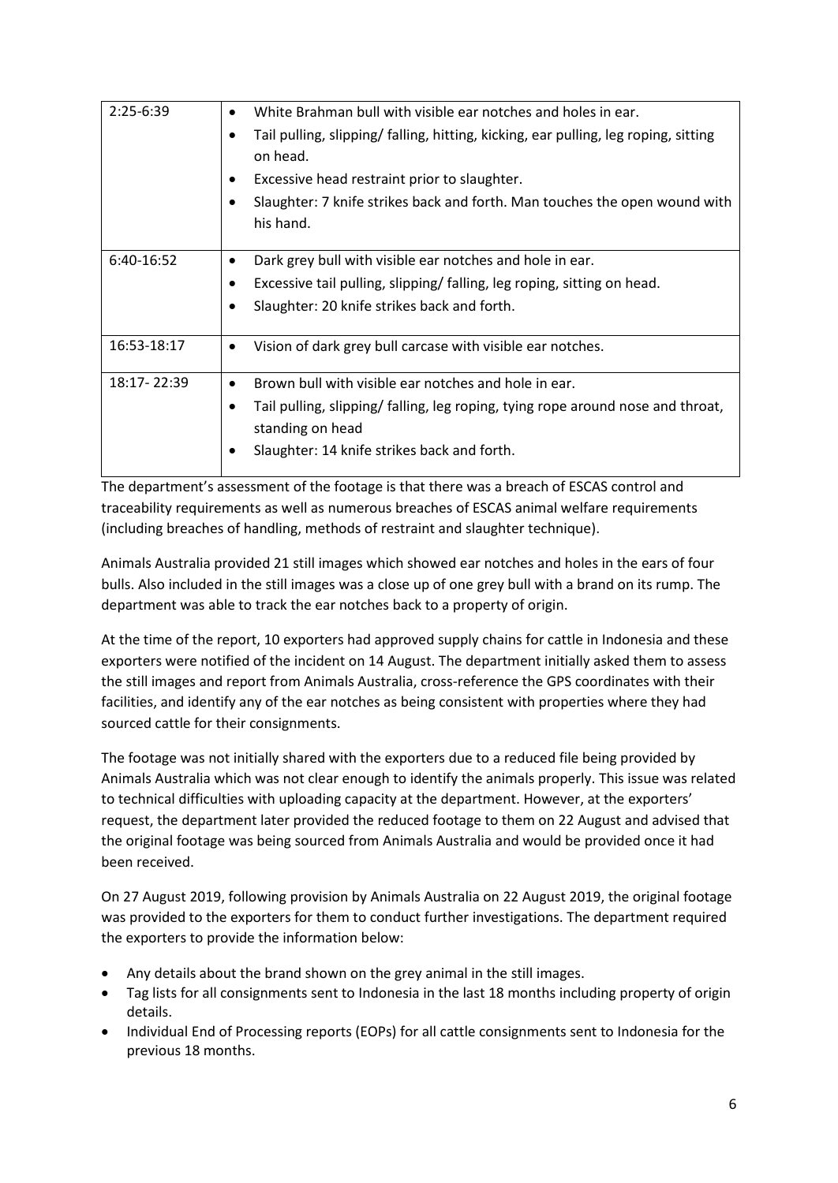| | |
|---|---|
| 2:25-6:39 | • White Brahman bull with visible ear notches and holes in ear.<br>• Tail pulling, slipping/ falling, hitting, kicking, ear pulling, leg roping, sitting on head.<br>• Excessive head restraint prior to slaughter.<br>• Slaughter: 7 knife strikes back and forth. Man touches the open wound with his hand. |
| 6:40-16:52 | • Dark grey bull with visible ear notches and hole in ear.<br>• Excessive tail pulling, slipping/ falling, leg roping, sitting on head.<br>• Slaughter: 20 knife strikes back and forth. |
| 16:53-18:17 | • Vision of dark grey bull carcase with visible ear notches. |
| 18:17- 22:39 | • Brown bull with visible ear notches and hole in ear.<br>• Tail pulling, slipping/ falling, leg roping, tying rope around nose and throat, standing on head<br>• Slaughter: 14 knife strikes back and forth. |

The department's assessment of the footage is that there was a breach of ESCAS control and traceability requirements as well as numerous breaches of ESCAS animal welfare requirements (including breaches of handling, methods of restraint and slaughter technique).

Animals Australia provided 21 still images which showed ear notches and holes in the ears of four bulls. Also included in the still images was a close up of one grey bull with a brand on its rump. The department was able to track the ear notches back to a property of origin.

At the time of the report, 10 exporters had approved supply chains for cattle in Indonesia and these exporters were notified of the incident on 14 August. The department initially asked them to assess the still images and report from Animals Australia, cross-reference the GPS coordinates with their facilities, and identify any of the ear notches as being consistent with properties where they had sourced cattle for their consignments.

The footage was not initially shared with the exporters due to a reduced file being provided by Animals Australia which was not clear enough to identify the animals properly. This issue was related to technical difficulties with uploading capacity at the department. However, at the exporters' request, the department later provided the reduced footage to them on 22 August and advised that the original footage was being sourced from Animals Australia and would be provided once it had been received.

On 27 August 2019, following provision by Animals Australia on 22 August 2019, the original footage was provided to the exporters for them to conduct further investigations. The department required the exporters to provide the information below:

- Any details about the brand shown on the grey animal in the still images.
- Tag lists for all consignments sent to Indonesia in the last 18 months including property of origin details.
- Individual End of Processing reports (EOPs) for all cattle consignments sent to Indonesia for the previous 18 months.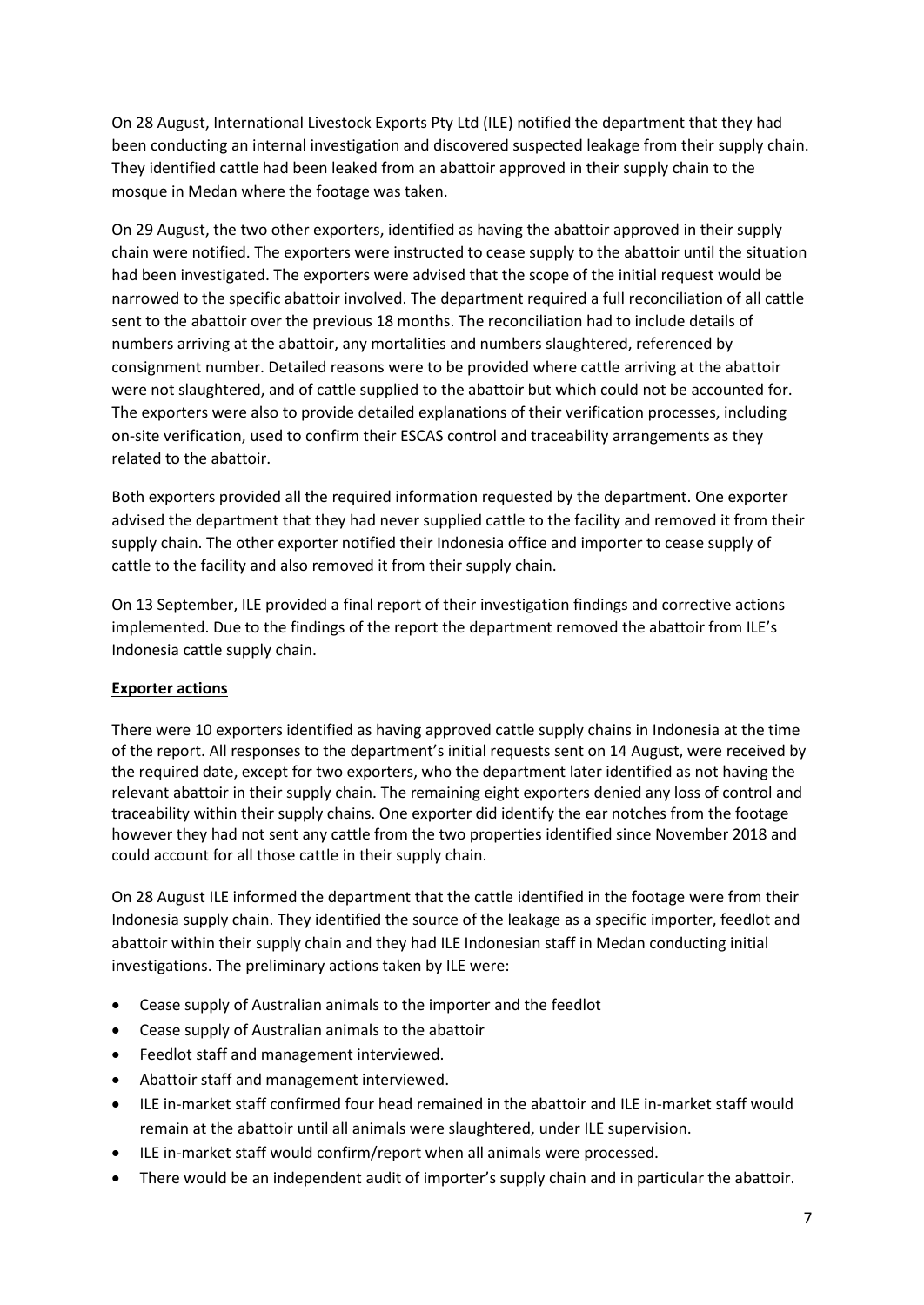On 28 August, International Livestock Exports Pty Ltd (ILE) notified the department that they had been conducting an internal investigation and discovered suspected leakage from their supply chain. They identified cattle had been leaked from an abattoir approved in their supply chain to the mosque in Medan where the footage was taken.

On 29 August, the two other exporters, identified as having the abattoir approved in their supply chain were notified. The exporters were instructed to cease supply to the abattoir until the situation had been investigated. The exporters were advised that the scope of the initial request would be narrowed to the specific abattoir involved. The department required a full reconciliation of all cattle sent to the abattoir over the previous 18 months. The reconciliation had to include details of numbers arriving at the abattoir, any mortalities and numbers slaughtered, referenced by consignment number. Detailed reasons were to be provided where cattle arriving at the abattoir were not slaughtered, and of cattle supplied to the abattoir but which could not be accounted for. The exporters were also to provide detailed explanations of their verification processes, including on-site verification, used to confirm their ESCAS control and traceability arrangements as they related to the abattoir.

Both exporters provided all the required information requested by the department. One exporter advised the department that they had never supplied cattle to the facility and removed it from their supply chain. The other exporter notified their Indonesia office and importer to cease supply of cattle to the facility and also removed it from their supply chain.

On 13 September, ILE provided a final report of their investigation findings and corrective actions implemented. Due to the findings of the report the department removed the abattoir from ILE's Indonesia cattle supply chain.

**Exporter actions**

There were 10 exporters identified as having approved cattle supply chains in Indonesia at the time of the report. All responses to the department's initial requests sent on 14 August, were received by the required date, except for two exporters, who the department later identified as not having the relevant abattoir in their supply chain. The remaining eight exporters denied any loss of control and traceability within their supply chains. One exporter did identify the ear notches from the footage however they had not sent any cattle from the two properties identified since November 2018 and could account for all those cattle in their supply chain.

On 28 August ILE informed the department that the cattle identified in the footage were from their Indonesia supply chain. They identified the source of the leakage as a specific importer, feedlot and abattoir within their supply chain and they had ILE Indonesian staff in Medan conducting initial investigations. The preliminary actions taken by ILE were:

- Cease supply of Australian animals to the importer and the feedlot
- Cease supply of Australian animals to the abattoir
- Feedlot staff and management interviewed.
- Abattoir staff and management interviewed.
- ILE in-market staff confirmed four head remained in the abattoir and ILE in-market staff would remain at the abattoir until all animals were slaughtered, under ILE supervision.
- ILE in-market staff would confirm/report when all animals were processed.
- There would be an independent audit of importer's supply chain and in particular the abattoir.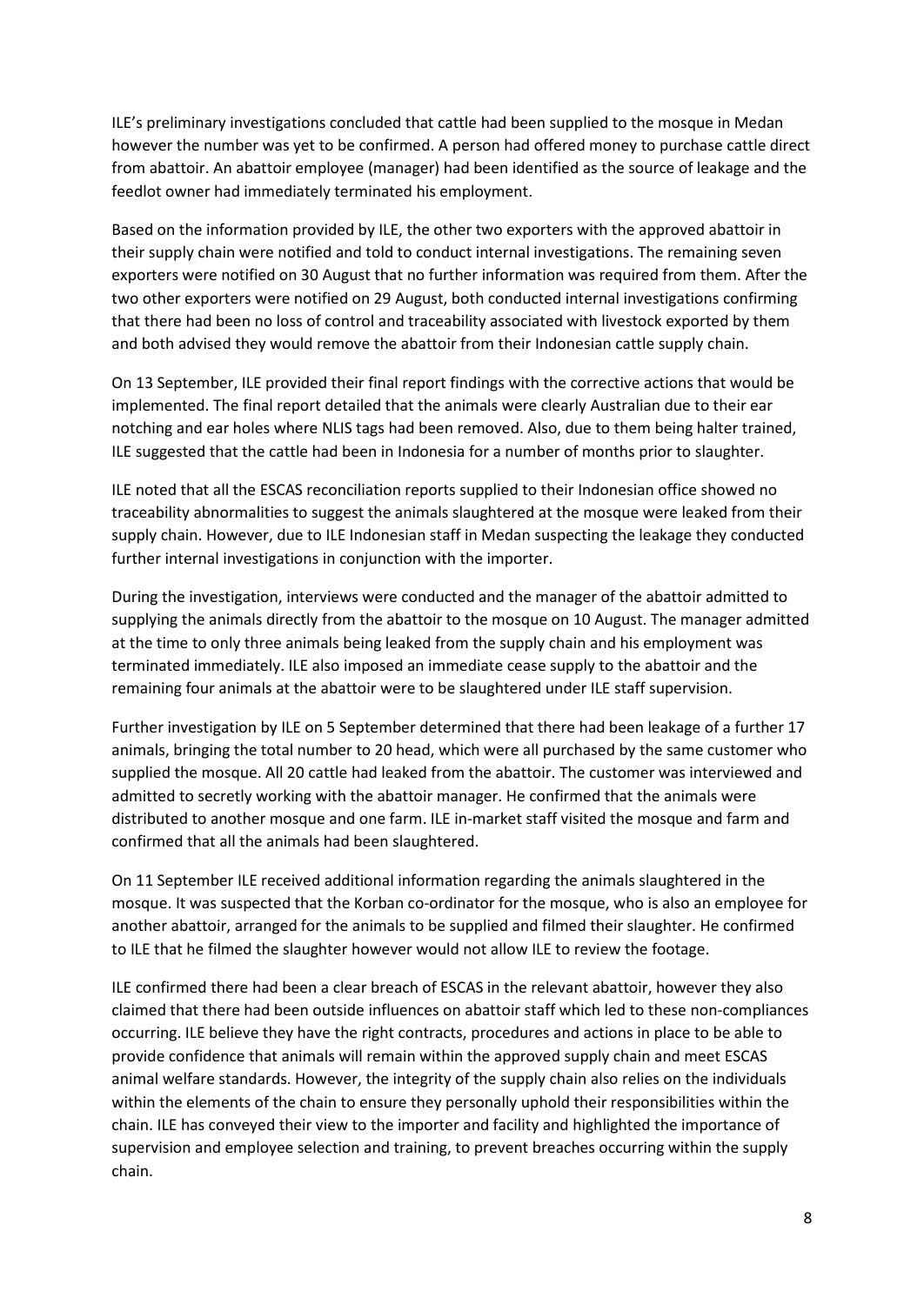ILE's preliminary investigations concluded that cattle had been supplied to the mosque in Medan however the number was yet to be confirmed. A person had offered money to purchase cattle direct from abattoir. An abattoir employee (manager) had been identified as the source of leakage and the feedlot owner had immediately terminated his employment.

Based on the information provided by ILE, the other two exporters with the approved abattoir in their supply chain were notified and told to conduct internal investigations. The remaining seven exporters were notified on 30 August that no further information was required from them. After the two other exporters were notified on 29 August, both conducted internal investigations confirming that there had been no loss of control and traceability associated with livestock exported by them and both advised they would remove the abattoir from their Indonesian cattle supply chain.

On 13 September, ILE provided their final report findings with the corrective actions that would be implemented. The final report detailed that the animals were clearly Australian due to their ear notching and ear holes where NLIS tags had been removed. Also, due to them being halter trained, ILE suggested that the cattle had been in Indonesia for a number of months prior to slaughter.

ILE noted that all the ESCAS reconciliation reports supplied to their Indonesian office showed no traceability abnormalities to suggest the animals slaughtered at the mosque were leaked from their supply chain. However, due to ILE Indonesian staff in Medan suspecting the leakage they conducted further internal investigations in conjunction with the importer.

During the investigation, interviews were conducted and the manager of the abattoir admitted to supplying the animals directly from the abattoir to the mosque on 10 August. The manager admitted at the time to only three animals being leaked from the supply chain and his employment was terminated immediately. ILE also imposed an immediate cease supply to the abattoir and the remaining four animals at the abattoir were to be slaughtered under ILE staff supervision.

Further investigation by ILE on 5 September determined that there had been leakage of a further 17 animals, bringing the total number to 20 head, which were all purchased by the same customer who supplied the mosque. All 20 cattle had leaked from the abattoir. The customer was interviewed and admitted to secretly working with the abattoir manager. He confirmed that the animals were distributed to another mosque and one farm. ILE in-market staff visited the mosque and farm and confirmed that all the animals had been slaughtered.

On 11 September ILE received additional information regarding the animals slaughtered in the mosque. It was suspected that the Korban co-ordinator for the mosque, who is also an employee for another abattoir, arranged for the animals to be supplied and filmed their slaughter. He confirmed to ILE that he filmed the slaughter however would not allow ILE to review the footage.

ILE confirmed there had been a clear breach of ESCAS in the relevant abattoir, however they also claimed that there had been outside influences on abattoir staff which led to these non-compliances occurring. ILE believe they have the right contracts, procedures and actions in place to be able to provide confidence that animals will remain within the approved supply chain and meet ESCAS animal welfare standards. However, the integrity of the supply chain also relies on the individuals within the elements of the chain to ensure they personally uphold their responsibilities within the chain. ILE has conveyed their view to the importer and facility and highlighted the importance of supervision and employee selection and training, to prevent breaches occurring within the supply chain.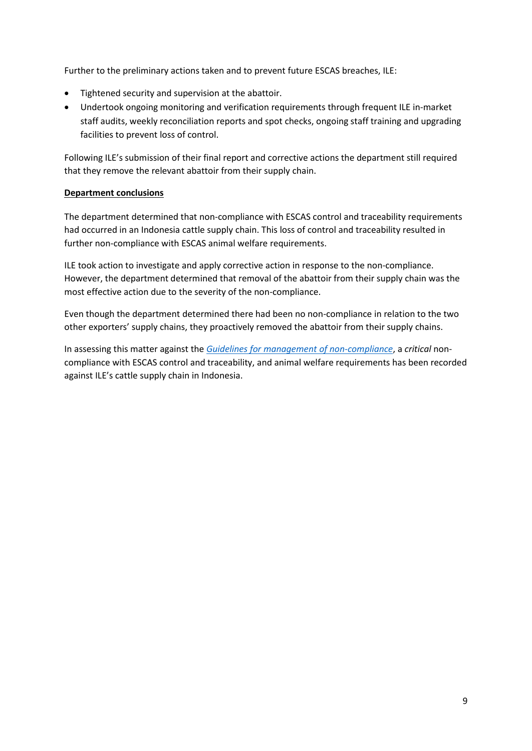Further to the preliminary actions taken and to prevent future ESCAS breaches, ILE:

- Tightened security and supervision at the abattoir.
- Undertook ongoing monitoring and verification requirements through frequent ILE in-market staff audits, weekly reconciliation reports and spot checks, ongoing staff training and upgrading facilities to prevent loss of control.

Following ILE's submission of their final report and corrective actions the department still required that they remove the relevant abattoir from their supply chain.

**Department conclusions**

The department determined that non-compliance with ESCAS control and traceability requirements had occurred in an Indonesia cattle supply chain. This loss of control and traceability resulted in further non-compliance with ESCAS animal welfare requirements.

ILE took action to investigate and apply corrective action in response to the non-compliance. However, the department determined that removal of the abattoir from their supply chain was the most effective action due to the severity of the non-compliance.

Even though the department determined there had been no non-compliance in relation to the two other exporters' supply chains, they proactively removed the abattoir from their supply chains.

In assessing this matter against the *Guidelines for management of non-compliance*, a *critical* non-compliance with ESCAS control and traceability, and animal welfare requirements has been recorded against ILE's cattle supply chain in Indonesia.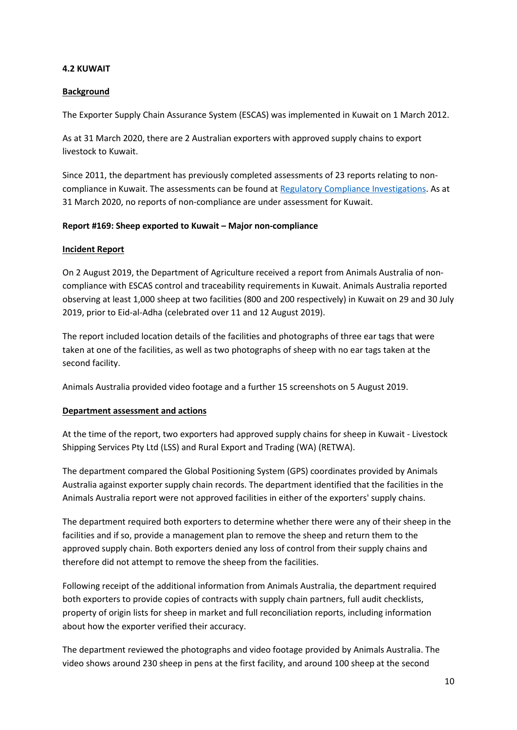### 4.2 KUWAIT

**Background**

The Exporter Supply Chain Assurance System (ESCAS) was implemented in Kuwait on 1 March 2012.

As at 31 March 2020, there are 2 Australian exporters with approved supply chains to export livestock to Kuwait.

Since 2011, the department has previously completed assessments of 23 reports relating to non-compliance in Kuwait. The assessments can be found at [Regulatory Compliance Investigations](). As at 31 March 2020, no reports of non-compliance are under assessment for Kuwait.

#### Report #169: Sheep exported to Kuwait – Major non-compliance

**Incident Report**

On 2 August 2019, the Department of Agriculture received a report from Animals Australia of non-compliance with ESCAS control and traceability requirements in Kuwait. Animals Australia reported observing at least 1,000 sheep at two facilities (800 and 200 respectively) in Kuwait on 29 and 30 July 2019, prior to Eid-al-Adha (celebrated over 11 and 12 August 2019).

The report included location details of the facilities and photographs of three ear tags that were taken at one of the facilities, as well as two photographs of sheep with no ear tags taken at the second facility.

Animals Australia provided video footage and a further 15 screenshots on 5 August 2019.

**Department assessment and actions**

At the time of the report, two exporters had approved supply chains for sheep in Kuwait - Livestock Shipping Services Pty Ltd (LSS) and Rural Export and Trading (WA) (RETWA).

The department compared the Global Positioning System (GPS) coordinates provided by Animals Australia against exporter supply chain records. The department identified that the facilities in the Animals Australia report were not approved facilities in either of the exporters' supply chains.

The department required both exporters to determine whether there were any of their sheep in the facilities and if so, provide a management plan to remove the sheep and return them to the approved supply chain. Both exporters denied any loss of control from their supply chains and therefore did not attempt to remove the sheep from the facilities.

Following receipt of the additional information from Animals Australia, the department required both exporters to provide copies of contracts with supply chain partners, full audit checklists, property of origin lists for sheep in market and full reconciliation reports, including information about how the exporter verified their accuracy.

The department reviewed the photographs and video footage provided by Animals Australia. The video shows around 230 sheep in pens at the first facility, and around 100 sheep at the second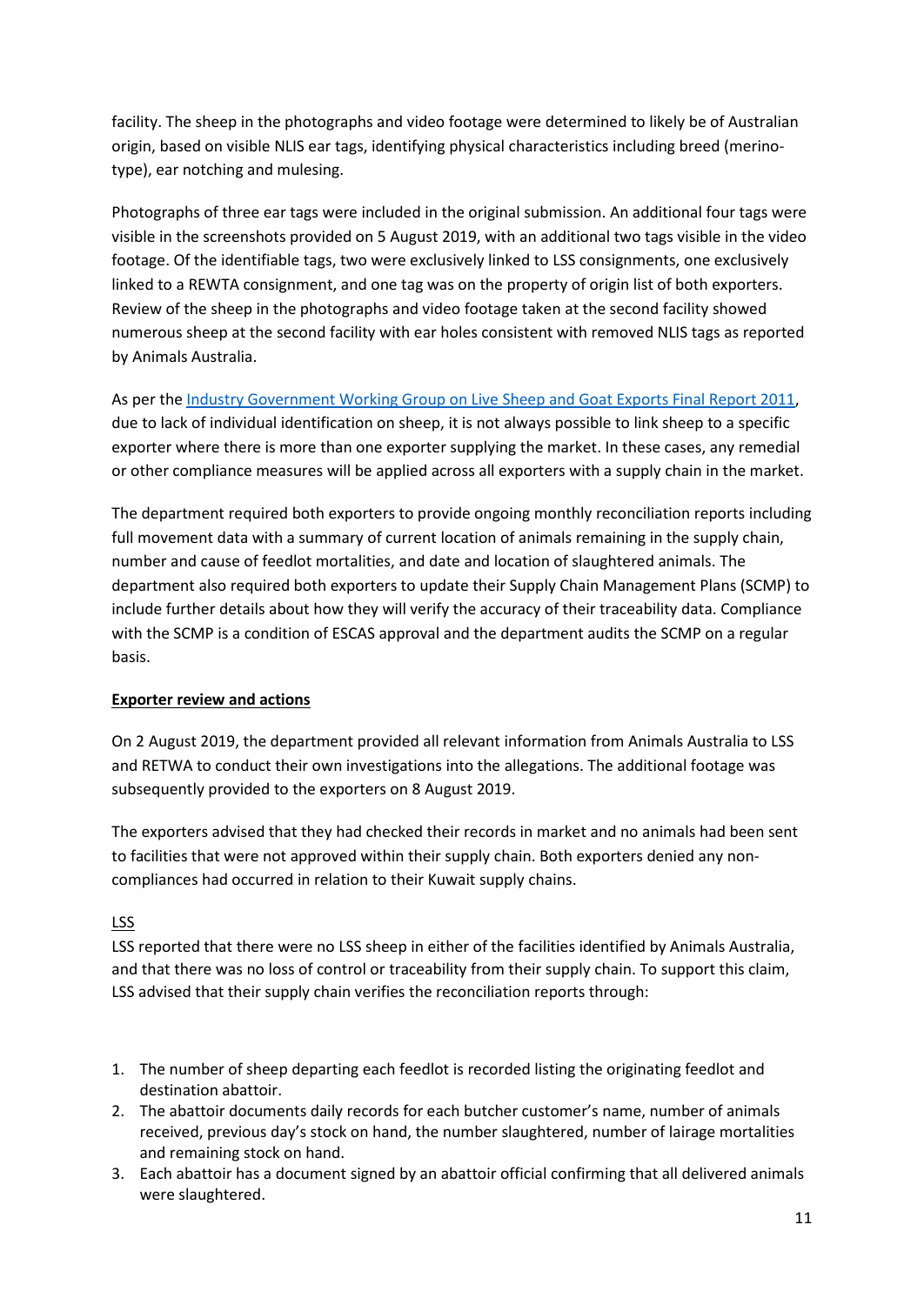facility. The sheep in the photographs and video footage were determined to likely be of Australian origin, based on visible NLIS ear tags, identifying physical characteristics including breed (merino-type), ear notching and mulesing.

Photographs of three ear tags were included in the original submission. An additional four tags were visible in the screenshots provided on 5 August 2019, with an additional two tags visible in the video footage. Of the identifiable tags, two were exclusively linked to LSS consignments, one exclusively linked to a REWTA consignment, and one tag was on the property of origin list of both exporters. Review of the sheep in the photographs and video footage taken at the second facility showed numerous sheep at the second facility with ear holes consistent with removed NLIS tags as reported by Animals Australia.

As per the Industry Government Working Group on Live Sheep and Goat Exports Final Report 2011, due to lack of individual identification on sheep, it is not always possible to link sheep to a specific exporter where there is more than one exporter supplying the market. In these cases, any remedial or other compliance measures will be applied across all exporters with a supply chain in the market.

The department required both exporters to provide ongoing monthly reconciliation reports including full movement data with a summary of current location of animals remaining in the supply chain, number and cause of feedlot mortalities, and date and location of slaughtered animals. The department also required both exporters to update their Supply Chain Management Plans (SCMP) to include further details about how they will verify the accuracy of their traceability data. Compliance with the SCMP is a condition of ESCAS approval and the department audits the SCMP on a regular basis.

**Exporter review and actions**

On 2 August 2019, the department provided all relevant information from Animals Australia to LSS and RETWA to conduct their own investigations into the allegations. The additional footage was subsequently provided to the exporters on 8 August 2019.

The exporters advised that they had checked their records in market and no animals had been sent to facilities that were not approved within their supply chain. Both exporters denied any non-compliances had occurred in relation to their Kuwait supply chains.

LSS

LSS reported that there were no LSS sheep in either of the facilities identified by Animals Australia, and that there was no loss of control or traceability from their supply chain. To support this claim, LSS advised that their supply chain verifies the reconciliation reports through:

1. The number of sheep departing each feedlot is recorded listing the originating feedlot and destination abattoir.
2. The abattoir documents daily records for each butcher customer's name, number of animals received, previous day's stock on hand, the number slaughtered, number of lairage mortalities and remaining stock on hand.
3. Each abattoir has a document signed by an abattoir official confirming that all delivered animals were slaughtered.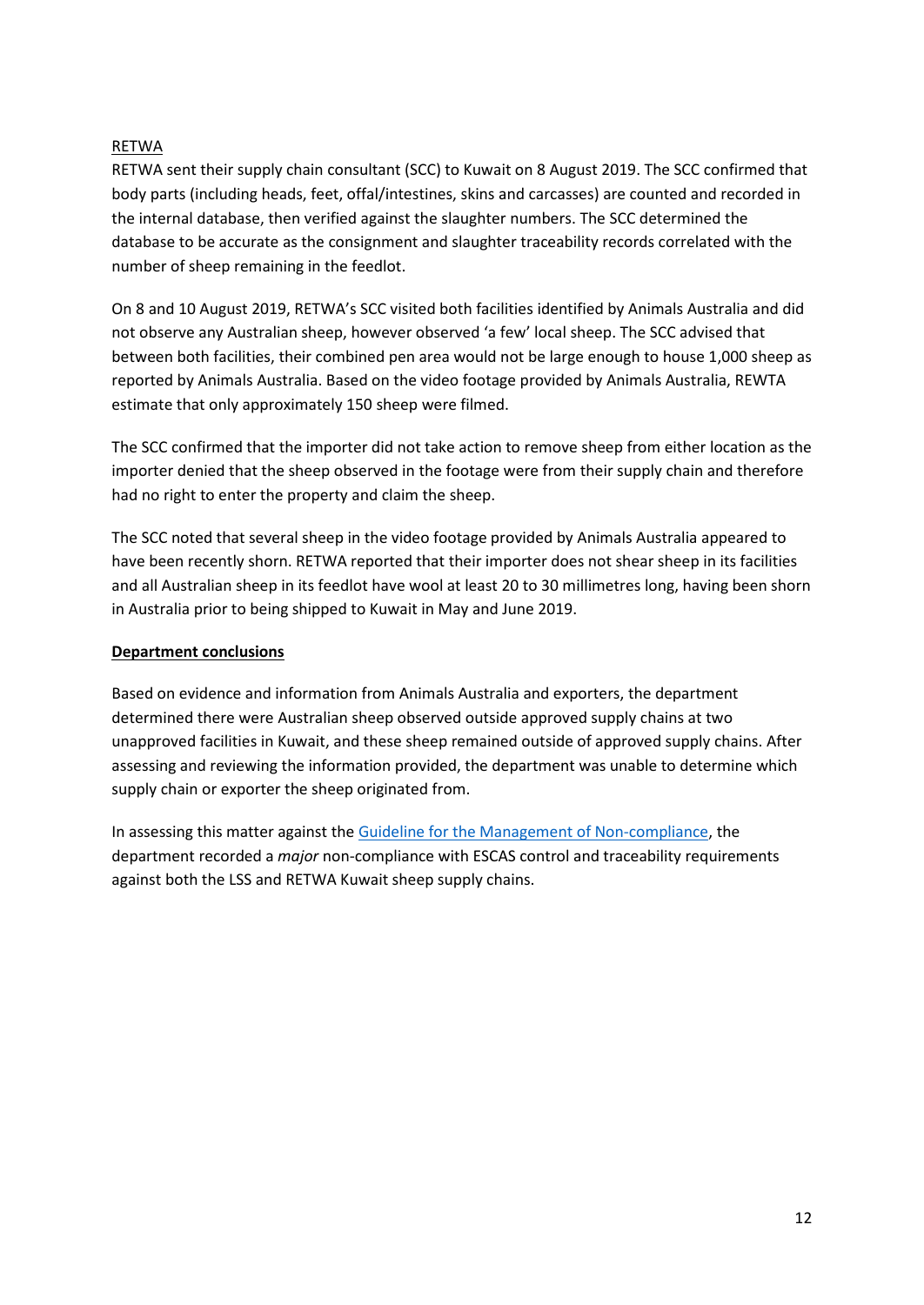RETWA

RETWA sent their supply chain consultant (SCC) to Kuwait on 8 August 2019. The SCC confirmed that body parts (including heads, feet, offal/intestines, skins and carcasses) are counted and recorded in the internal database, then verified against the slaughter numbers. The SCC determined the database to be accurate as the consignment and slaughter traceability records correlated with the number of sheep remaining in the feedlot.

On 8 and 10 August 2019, RETWA's SCC visited both facilities identified by Animals Australia and did not observe any Australian sheep, however observed 'a few' local sheep. The SCC advised that between both facilities, their combined pen area would not be large enough to house 1,000 sheep as reported by Animals Australia. Based on the video footage provided by Animals Australia, REWTA estimate that only approximately 150 sheep were filmed.

The SCC confirmed that the importer did not take action to remove sheep from either location as the importer denied that the sheep observed in the footage were from their supply chain and therefore had no right to enter the property and claim the sheep.

The SCC noted that several sheep in the video footage provided by Animals Australia appeared to have been recently shorn. RETWA reported that their importer does not shear sheep in its facilities and all Australian sheep in its feedlot have wool at least 20 to 30 millimetres long, having been shorn in Australia prior to being shipped to Kuwait in May and June 2019.

**Department conclusions**

Based on evidence and information from Animals Australia and exporters, the department determined there were Australian sheep observed outside approved supply chains at two unapproved facilities in Kuwait, and these sheep remained outside of approved supply chains. After assessing and reviewing the information provided, the department was unable to determine which supply chain or exporter the sheep originated from.

In assessing this matter against the Guideline for the Management of Non-compliance, the department recorded a *major* non-compliance with ESCAS control and traceability requirements against both the LSS and RETWA Kuwait sheep supply chains.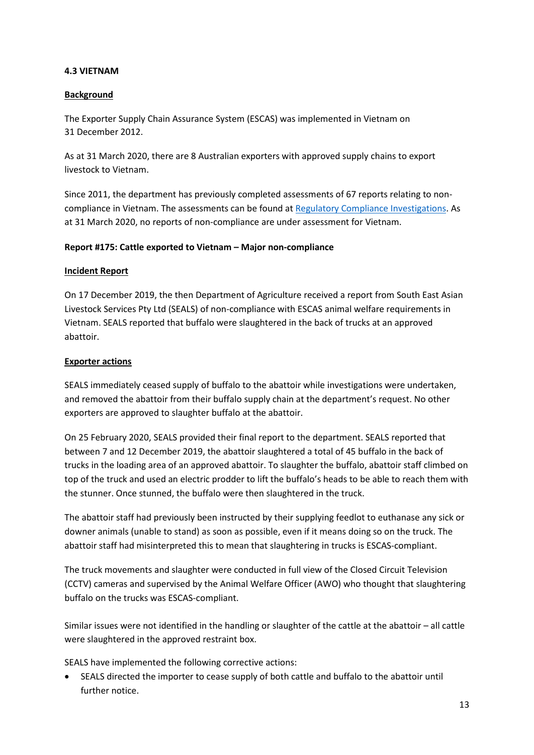## 4.3 VIETNAM

### Background

The Exporter Supply Chain Assurance System (ESCAS) was implemented in Vietnam on 31 December 2012.

As at 31 March 2020, there are 8 Australian exporters with approved supply chains to export livestock to Vietnam.

Since 2011, the department has previously completed assessments of 67 reports relating to non-compliance in Vietnam. The assessments can be found at Regulatory Compliance Investigations. As at 31 March 2020, no reports of non-compliance are under assessment for Vietnam.

### Report #175: Cattle exported to Vietnam – Major non-compliance

#### Incident Report

On 17 December 2019, the then Department of Agriculture received a report from South East Asian Livestock Services Pty Ltd (SEALS) of non-compliance with ESCAS animal welfare requirements in Vietnam. SEALS reported that buffalo were slaughtered in the back of trucks at an approved abattoir.

#### Exporter actions

SEALS immediately ceased supply of buffalo to the abattoir while investigations were undertaken, and removed the abattoir from their buffalo supply chain at the department's request. No other exporters are approved to slaughter buffalo at the abattoir.

On 25 February 2020, SEALS provided their final report to the department. SEALS reported that between 7 and 12 December 2019, the abattoir slaughtered a total of 45 buffalo in the back of trucks in the loading area of an approved abattoir. To slaughter the buffalo, abattoir staff climbed on top of the truck and used an electric prodder to lift the buffalo's heads to be able to reach them with the stunner. Once stunned, the buffalo were then slaughtered in the truck.

The abattoir staff had previously been instructed by their supplying feedlot to euthanase any sick or downer animals (unable to stand) as soon as possible, even if it means doing so on the truck. The abattoir staff had misinterpreted this to mean that slaughtering in trucks is ESCAS-compliant.

The truck movements and slaughter were conducted in full view of the Closed Circuit Television (CCTV) cameras and supervised by the Animal Welfare Officer (AWO) who thought that slaughtering buffalo on the trucks was ESCAS-compliant.

Similar issues were not identified in the handling or slaughter of the cattle at the abattoir – all cattle were slaughtered in the approved restraint box.

SEALS have implemented the following corrective actions:

- SEALS directed the importer to cease supply of both cattle and buffalo to the abattoir until further notice.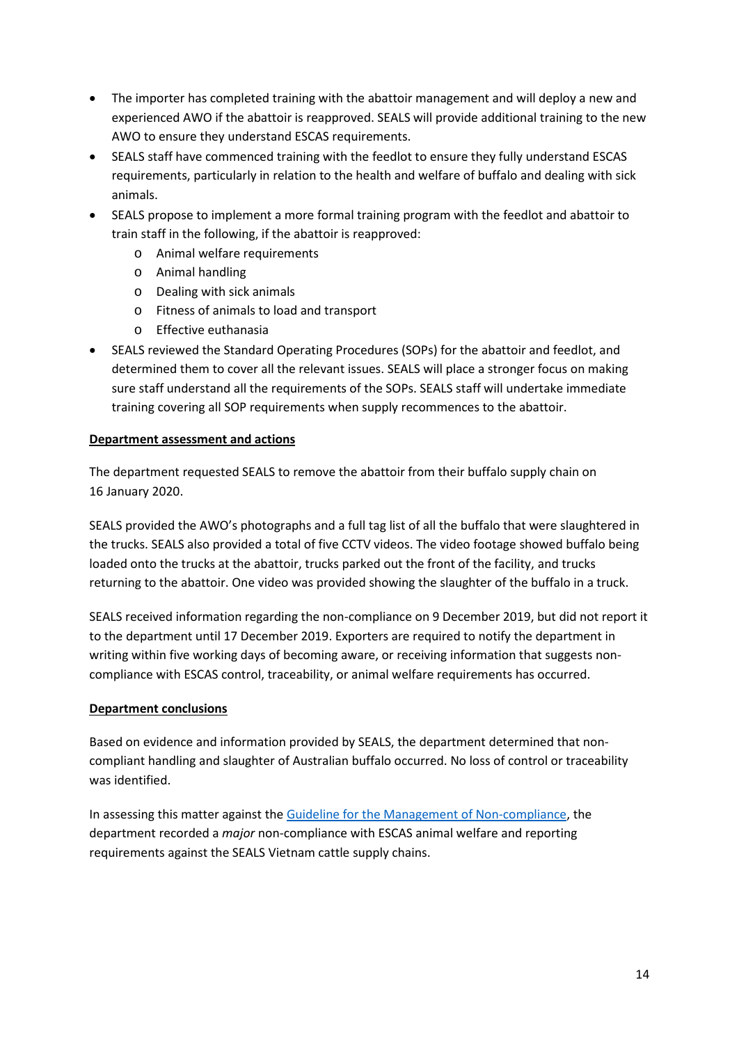- The importer has completed training with the abattoir management and will deploy a new and experienced AWO if the abattoir is reapproved. SEALS will provide additional training to the new AWO to ensure they understand ESCAS requirements.
- SEALS staff have commenced training with the feedlot to ensure they fully understand ESCAS requirements, particularly in relation to the health and welfare of buffalo and dealing with sick animals.
- SEALS propose to implement a more formal training program with the feedlot and abattoir to train staff in the following, if the abattoir is reapproved:
    - Animal welfare requirements
    - Animal handling
    - Dealing with sick animals
    - Fitness of animals to load and transport
    - Effective euthanasia
- SEALS reviewed the Standard Operating Procedures (SOPs) for the abattoir and feedlot, and determined them to cover all the relevant issues. SEALS will place a stronger focus on making sure staff understand all the requirements of the SOPs. SEALS staff will undertake immediate training covering all SOP requirements when supply recommences to the abattoir.

**Department assessment and actions**

The department requested SEALS to remove the abattoir from their buffalo supply chain on 16 January 2020.

SEALS provided the AWO's photographs and a full tag list of all the buffalo that were slaughtered in the trucks. SEALS also provided a total of five CCTV videos. The video footage showed buffalo being loaded onto the trucks at the abattoir, trucks parked out the front of the facility, and trucks returning to the abattoir. One video was provided showing the slaughter of the buffalo in a truck.

SEALS received information regarding the non-compliance on 9 December 2019, but did not report it to the department until 17 December 2019. Exporters are required to notify the department in writing within five working days of becoming aware, or receiving information that suggests non-compliance with ESCAS control, traceability, or animal welfare requirements has occurred.

**Department conclusions**

Based on evidence and information provided by SEALS, the department determined that non-compliant handling and slaughter of Australian buffalo occurred. No loss of control or traceability was identified.

In assessing this matter against the Guideline for the Management of Non-compliance, the department recorded a *major* non-compliance with ESCAS animal welfare and reporting requirements against the SEALS Vietnam cattle supply chains.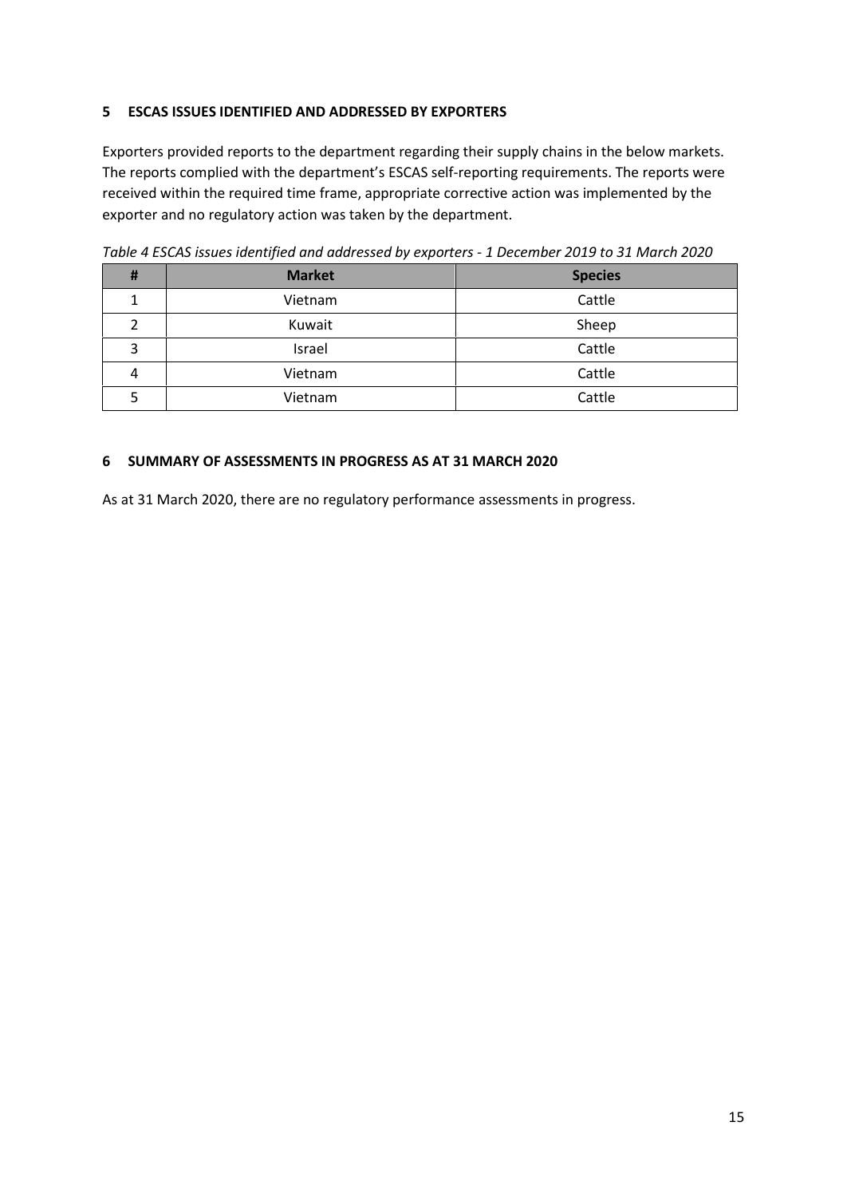## 5 ESCAS ISSUES IDENTIFIED AND ADDRESSED BY EXPORTERS

Exporters provided reports to the department regarding their supply chains in the below markets. The reports complied with the department's ESCAS self-reporting requirements. The reports were received within the required time frame, appropriate corrective action was implemented by the exporter and no regulatory action was taken by the department.

*Table 4 ESCAS issues identified and addressed by exporters - 1 December 2019 to 31 March 2020*

| # | Market | Species |
|---|---|---|
| 1 | Vietnam | Cattle |
| 2 | Kuwait | Sheep |
| 3 | Israel | Cattle |
| 4 | Vietnam | Cattle |
| 5 | Vietnam | Cattle |

## 6 SUMMARY OF ASSESSMENTS IN PROGRESS AS AT 31 MARCH 2020

As at 31 March 2020, there are no regulatory performance assessments in progress.